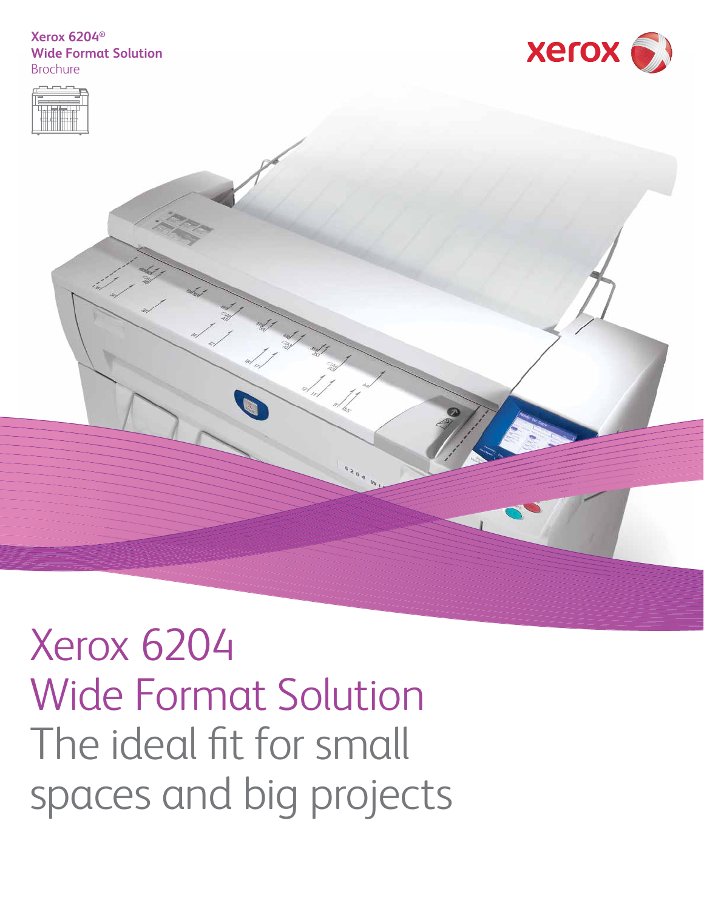Xerox 6204®
Wide Format Solution
Brochure

# Xerox 6204 Wide Format Solution

The ideal fit for small spaces and big projects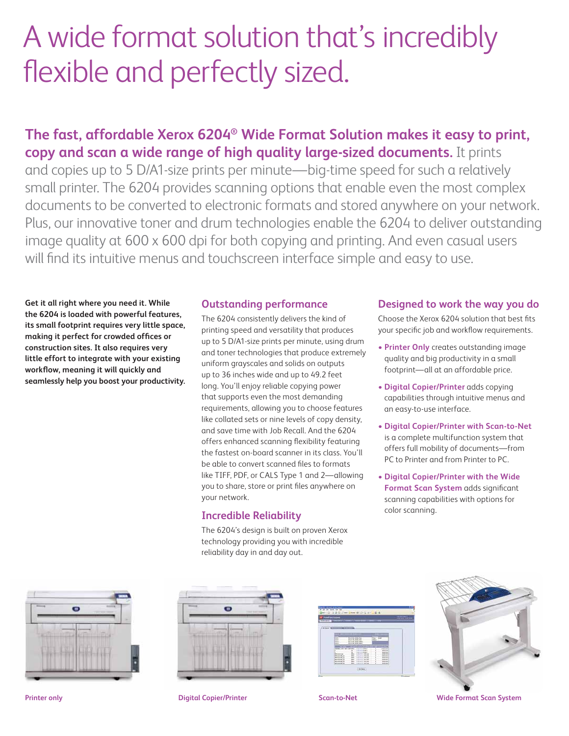# A wide format solution that's incredibly flexible and perfectly sized.

**The fast, affordable Xerox 6204® Wide Format Solution makes it easy to print, copy and scan a wide range of high quality large-sized documents.** It prints and copies up to 5 D/A1-size prints per minute—big-time speed for such a relatively small printer. The 6204 provides scanning options that enable even the most complex documents to be converted to electronic formats and stored anywhere on your network. Plus, our innovative toner and drum technologies enable the 6204 to deliver outstanding image quality at 600 x 600 dpi for both copying and printing. And even casual users will find its intuitive menus and touchscreen interface simple and easy to use.

**Get it all right where you need it. While the 6204 is loaded with powerful features, its small footprint requires very little space, making it perfect for crowded offices or construction sites. It also requires very little effort to integrate with your existing workflow, meaning it will quickly and seamlessly help you boost your productivity.**

## Outstanding performance

The 6204 consistently delivers the kind of printing speed and versatility that produces up to 5 D/A1-size prints per minute, using drum and toner technologies that produce extremely uniform grayscales and solids on outputs up to 36 inches wide and up to 49.2 feet long. You'll enjoy reliable copying power that supports even the most demanding requirements, allowing you to choose features like collated sets or nine levels of copy density, and save time with Job Recall. And the 6204 offers enhanced scanning flexibility featuring the fastest on-board scanner in its class. You'll be able to convert scanned files to formats like TIFF, PDF, or CALS Type 1 and 2—allowing you to share, store or print files anywhere on your network.

## Incredible Reliability

The 6204's design is built on proven Xerox technology providing you with incredible reliability day in and day out.

## Designed to work the way you do

Choose the Xerox 6204 solution that best fits your specific job and workflow requirements.

- **Printer Only** creates outstanding image quality and big productivity in a small footprint—all at an affordable price.
- **Digital Copier/Printer** adds copying capabilities through intuitive menus and an easy-to-use interface.
- **Digital Copier/Printer with Scan-to-Net** is a complete multifunction system that offers full mobility of documents—from PC to Printer and from Printer to PC.
- **Digital Copier/Printer with the Wide Format Scan System** adds significant scanning capabilities with options for color scanning.

Printer only

Digital Copier/Printer

Scan-to-Net

Wide Format Scan System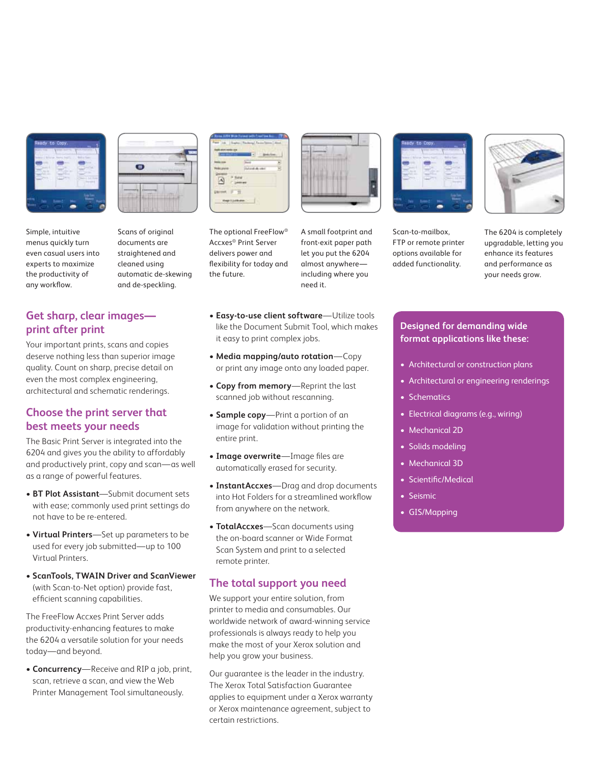Simple, intuitive menus quickly turn even casual users into experts to maximize the productivity of any workflow.

Scans of original documents are straightened and cleaned using automatic de-skewing and de-speckling.

The optional FreeFlow® Accxes® Print Server delivers power and flexibility for today and the future.

A small footprint and front-exit paper path let you put the 6204 almost anywhere—including where you need it.

Scan-to-mailbox, FTP or remote printer options available for added functionality.

The 6204 is completely upgradable, letting you enhance its features and performance as your needs grow.

## Get sharp, clear images—print after print

Your important prints, scans and copies deserve nothing less than superior image quality. Count on sharp, precise detail on even the most complex engineering, architectural and schematic renderings.

## Choose the print server that best meets your needs

The Basic Print Server is integrated into the 6204 and gives you the ability to affordably and productively print, copy and scan—as well as a range of powerful features.

- **BT Plot Assistant**—Submit document sets with ease; commonly used print settings do not have to be re-entered.
- **Virtual Printers**—Set up parameters to be used for every job submitted—up to 100 Virtual Printers.
- **ScanTools, TWAIN Driver and ScanViewer** (with Scan-to-Net option) provide fast, efficient scanning capabilities.

The FreeFlow Accxes Print Server adds productivity-enhancing features to make the 6204 a versatile solution for your needs today—and beyond.

- **Concurrency**—Receive and RIP a job, print, scan, retrieve a scan, and view the Web Printer Management Tool simultaneously.
- **Easy-to-use client software**—Utilize tools like the Document Submit Tool, which makes it easy to print complex jobs.
- **Media mapping/auto rotation**—Copy or print any image onto any loaded paper.
- **Copy from memory**—Reprint the last scanned job without rescanning.
- **Sample copy**—Print a portion of an image for validation without printing the entire print.
- **Image overwrite**—Image files are automatically erased for security.
- **InstantAccxes**—Drag and drop documents into Hot Folders for a streamlined workflow from anywhere on the network.
- **TotalAccxes**—Scan documents using the on-board scanner or Wide Format Scan System and print to a selected remote printer.

## The total support you need

We support your entire solution, from printer to media and consumables. Our worldwide network of award-winning service professionals is always ready to help you make the most of your Xerox solution and help you grow your business.

Our guarantee is the leader in the industry. The Xerox Total Satisfaction Guarantee applies to equipment under a Xerox warranty or Xerox maintenance agreement, subject to certain restrictions.

## Designed for demanding wide format applications like these:

- Architectural or construction plans
- Architectural or engineering renderings
- Schematics
- Electrical diagrams (e.g., wiring)
- Mechanical 2D
- Solids modeling
- Mechanical 3D
- Scientific/Medical
- Seismic
- GIS/Mapping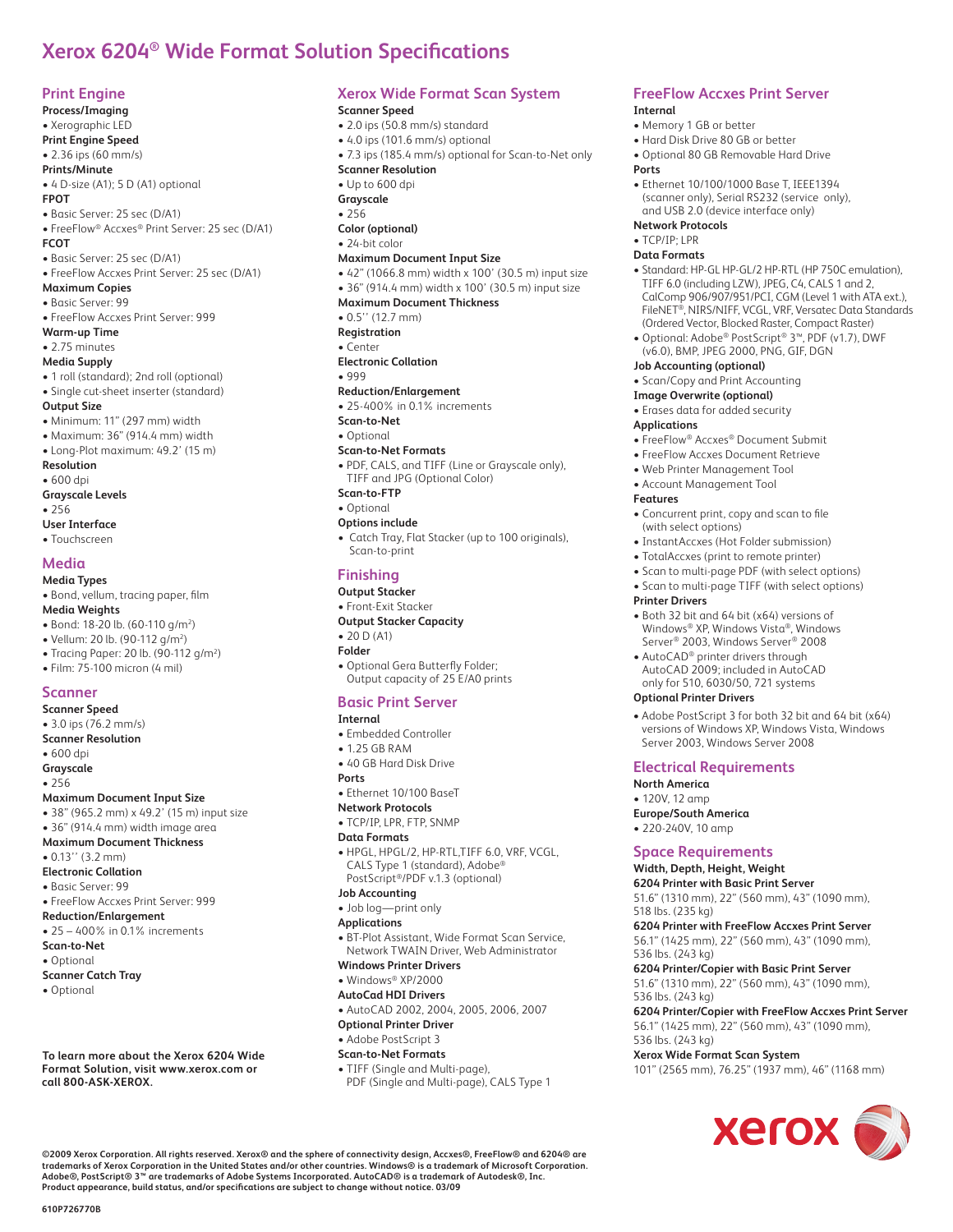# Xerox 6204® Wide Format Solution Specifications

## Print Engine

**Process/Imaging**
- Xerographic LED

**Print Engine Speed**
- 2.36 ips (60 mm/s)

**Prints/Minute**
- 4 D-size (A1); 5 D (A1) optional

**FPOT**
- Basic Server: 25 sec (D/A1)
- FreeFlow® Accxes® Print Server: 25 sec (D/A1)

**FCOT**
- Basic Server: 25 sec (D/A1)
- FreeFlow Accxes Print Server: 25 sec (D/A1)

**Maximum Copies**
- Basic Server: 99
- FreeFlow Accxes Print Server: 999

**Warm-up Time**
- 2.75 minutes

**Media Supply**
- 1 roll (standard); 2nd roll (optional)
- Single cut-sheet inserter (standard)

**Output Size**
- Minimum: 11" (297 mm) width
- Maximum: 36" (914.4 mm) width
- Long-Plot maximum: 49.2' (15 m)

**Resolution**
- 600 dpi

**Grayscale Levels**
- 256

**User Interface**
- Touchscreen

## Media

**Media Types**
- Bond, vellum, tracing paper, film

**Media Weights**
- Bond: 18-20 lb. (60-110 g/m²)
- Vellum: 20 lb. (90-112 g/m²)
- Tracing Paper: 20 lb. (90-112 g/m²)
- Film: 75-100 micron (4 mil)

## Scanner

**Scanner Speed**
- 3.0 ips (76.2 mm/s)

**Scanner Resolution**
- 600 dpi

**Grayscale**
- 256

**Maximum Document Input Size**
- 38" (965.2 mm) x 49.2' (15 m) input size
- 36" (914.4 mm) width image area

**Maximum Document Thickness**
- 0.13'' (3.2 mm)

**Electronic Collation**
- Basic Server: 99
- FreeFlow Accxes Print Server: 999

**Reduction/Enlargement**
- 25 – 400% in 0.1% increments

**Scan-to-Net**
- Optional

**Scanner Catch Tray**
- Optional

**To learn more about the Xerox 6204 Wide Format Solution, visit www.xerox.com or call 800-ASK-XEROX.**

## Xerox Wide Format Scan System

**Scanner Speed**
- 2.0 ips (50.8 mm/s) standard
- 4.0 ips (101.6 mm/s) optional
- 7.3 ips (185.4 mm/s) optional for Scan-to-Net only

**Scanner Resolution**
- Up to 600 dpi

**Grayscale**
- 256

**Color (optional)**
- 24-bit color

**Maximum Document Input Size**
- 42" (1066.8 mm) width x 100' (30.5 m) input size
- 36" (914.4 mm) width x 100' (30.5 m) input size

**Maximum Document Thickness**
- 0.5'' (12.7 mm)

**Registration**
- Center

**Electronic Collation**
- 999

**Reduction/Enlargement**
- 25-400% in 0.1% increments

**Scan-to-Net**
- Optional

**Scan-to-Net Formats**
- PDF, CALS, and TIFF (Line or Grayscale only), TIFF and JPG (Optional Color)

**Scan-to-FTP**
- Optional

**Options include**
- Catch Tray, Flat Stacker (up to 100 originals), Scan-to-print

## Finishing

**Output Stacker**
- Front-Exit Stacker

**Output Stacker Capacity**
- 20 D (A1)

**Folder**
- Optional Gera Butterfly Folder; Output capacity of 25 E/A0 prints

## Basic Print Server

**Internal**
- Embedded Controller
- 1.25 GB RAM
- 40 GB Hard Disk Drive

**Ports**
- Ethernet 10/100 BaseT

**Network Protocols**
- TCP/IP, LPR, FTP, SNMP

**Data Formats**
- HPGL, HPGL/2, HP-RTL,TIFF 6.0, VRF, VCGL, CALS Type 1 (standard), Adobe® PostScript®/PDF v.1.3 (optional)

**Job Accounting**
- Job log—print only

**Applications**
- BT-Plot Assistant, Wide Format Scan Service, Network TWAIN Driver, Web Administrator

**Windows Printer Drivers**
- Windows® XP/2000

**AutoCad HDI Drivers**
- AutoCAD 2002, 2004, 2005, 2006, 2007

**Optional Printer Driver**
- Adobe PostScript 3

**Scan-to-Net Formats**
- TIFF (Single and Multi-page), PDF (Single and Multi-page), CALS Type 1

## FreeFlow Accxes Print Server

**Internal**
- Memory 1 GB or better
- Hard Disk Drive 80 GB or better
- Optional 80 GB Removable Hard Drive

**Ports**
- Ethernet 10/100/1000 Base T, IEEE1394 (scanner only), Serial RS232 (service only), and USB 2.0 (device interface only)

**Network Protocols**
- TCP/IP; LPR

**Data Formats**
- Standard: HP-GL HP-GL/2 HP-RTL (HP 750C emulation), TIFF 6.0 (including LZW), JPEG, C4, CALS 1 and 2, CalComp 906/907/951/PCI, CGM (Level 1 with ATA ext.), FileNET®, NIRS/NIFF, VCGL, VRF, Versatec Data Standards (Ordered Vector, Blocked Raster, Compact Raster)
- Optional: Adobe® PostScript® 3™, PDF (v1.7), DWF (v6.0), BMP, JPEG 2000, PNG, GIF, DGN

**Job Accounting (optional)**
- Scan/Copy and Print Accounting

**Image Overwrite (optional)**
- Erases data for added security

**Applications**
- FreeFlow® Accxes® Document Submit
- FreeFlow Accxes Document Retrieve
- Web Printer Management Tool
- Account Management Tool

**Features**
- Concurrent print, copy and scan to file (with select options)
- InstantAccxes (Hot Folder submission)
- TotalAccxes (print to remote printer)
- Scan to multi-page PDF (with select options)
- Scan to multi-page TIFF (with select options)

**Printer Drivers**
- Both 32 bit and 64 bit (x64) versions of Windows® XP, Windows Vista®, Windows Server® 2003, Windows Server® 2008
- AutoCAD® printer drivers through AutoCAD 2009; included in AutoCAD only for 510, 6030/50, 721 systems

**Optional Printer Drivers**
- Adobe PostScript 3 for both 32 bit and 64 bit (x64) versions of Windows XP, Windows Vista, Windows Server 2003, Windows Server 2008

## Electrical Requirements

**North America**
- 120V, 12 amp

**Europe/South America**
- 220-240V, 10 amp

## Space Requirements

**Width, Depth, Height, Weight**

**6204 Printer with Basic Print Server**
51.6" (1310 mm), 22" (560 mm), 43" (1090 mm), 518 lbs. (235 kg)

**6204 Printer with FreeFlow Accxes Print Server**
56.1" (1425 mm), 22" (560 mm), 43" (1090 mm), 536 lbs. (243 kg)

**6204 Printer/Copier with Basic Print Server**
51.6" (1310 mm), 22" (560 mm), 43" (1090 mm), 536 lbs. (243 kg)

**6204 Printer/Copier with FreeFlow Accxes Print Server**
56.1" (1425 mm), 22" (560 mm), 43" (1090 mm), 536 lbs. (243 kg)

**Xerox Wide Format Scan System**
101" (2565 mm), 76.25" (1937 mm), 46" (1168 mm)

xerox

**©2009 Xerox Corporation. All rights reserved. Xerox® and the sphere of connectivity design, Accxes®, FreeFlow® and 6204® are trademarks of Xerox Corporation in the United States and/or other countries. Windows® is a trademark of Microsoft Corporation. Adobe®, PostScript® 3™ are trademarks of Adobe Systems Incorporated. AutoCAD® is a trademark of Autodesk®, Inc. Product appearance, build status, and/or specifications are subject to change without notice. 03/09**

**610P726770B**